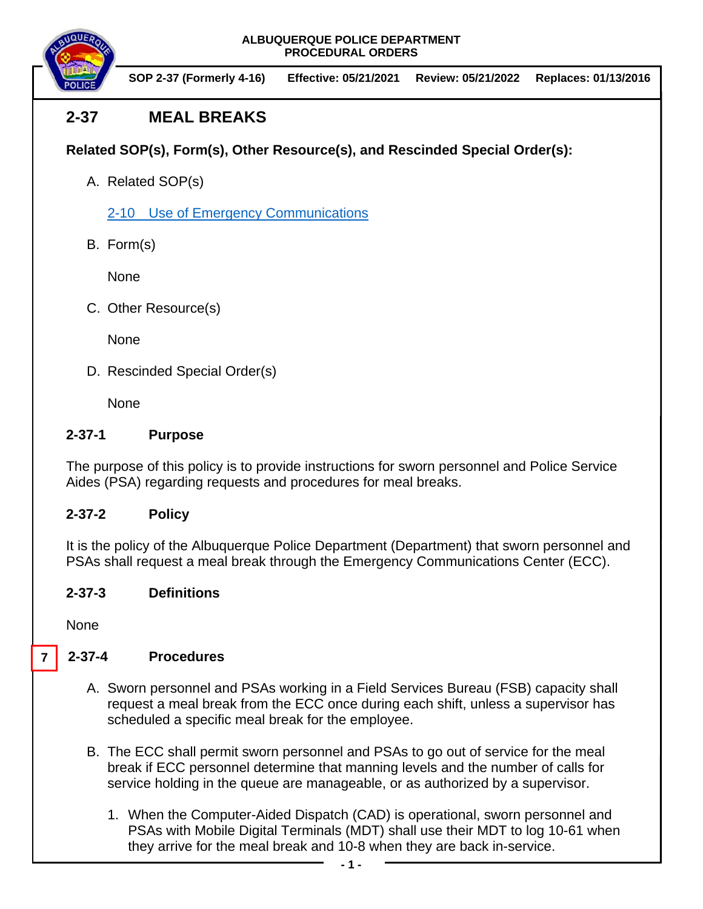**ALBUQUERQUE POLICE DEPARTMENT**
**PROCEDURAL ORDERS**

**SOP 2-37 (Formerly 4-16)** **Effective: 05/21/2021** **Review: 05/21/2022** **Replaces: 01/13/2016**

# 2-37 MEAL BREAKS

**Related SOP(s), Form(s), Other Resource(s), and Rescinded Special Order(s):**

A. Related SOP(s)

2-10 Use of Emergency Communications

B. Form(s)

None

C. Other Resource(s)

None

D. Rescinded Special Order(s)

None

## 2-37-1 Purpose

The purpose of this policy is to provide instructions for sworn personnel and Police Service Aides (PSA) regarding requests and procedures for meal breaks.

## 2-37-2 Policy

It is the policy of the Albuquerque Police Department (Department) that sworn personnel and PSAs shall request a meal break through the Emergency Communications Center (ECC).

## 2-37-3 Definitions

None

7

## 2-37-4 Procedures

A. Sworn personnel and PSAs working in a Field Services Bureau (FSB) capacity shall request a meal break from the ECC once during each shift, unless a supervisor has scheduled a specific meal break for the employee.

B. The ECC shall permit sworn personnel and PSAs to go out of service for the meal break if ECC personnel determine that manning levels and the number of calls for service holding in the queue are manageable, or as authorized by a supervisor.

1. When the Computer-Aided Dispatch (CAD) is operational, sworn personnel and PSAs with Mobile Digital Terminals (MDT) shall use their MDT to log 10-61 when they arrive for the meal break and 10-8 when they are back in-service.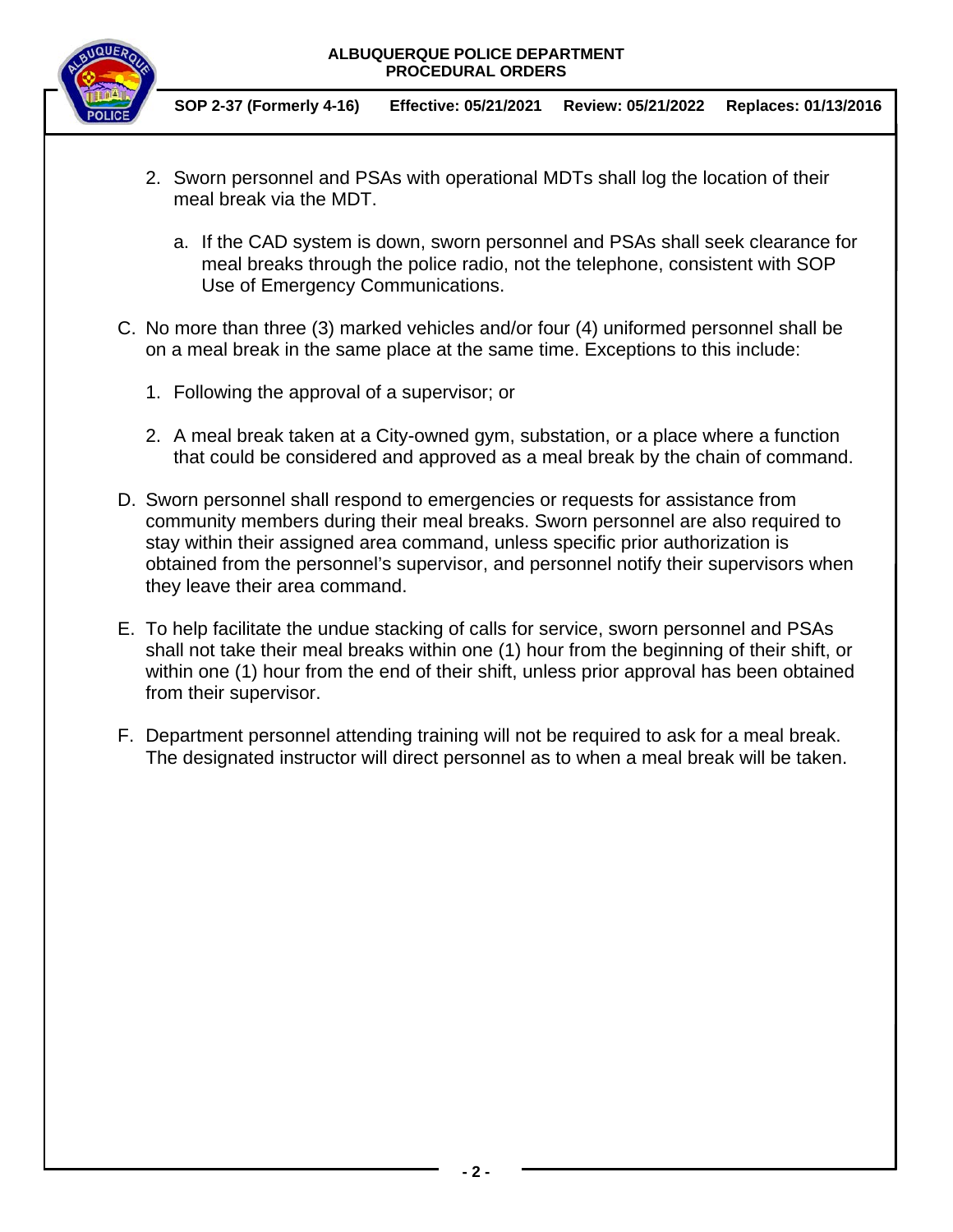2. Sworn personnel and PSAs with operational MDTs shall log the location of their meal break via the MDT.

   a. If the CAD system is down, sworn personnel and PSAs shall seek clearance for meal breaks through the police radio, not the telephone, consistent with SOP Use of Emergency Communications.

C. No more than three (3) marked vehicles and/or four (4) uniformed personnel shall be on a meal break in the same place at the same time. Exceptions to this include:

   1. Following the approval of a supervisor; or

   2. A meal break taken at a City-owned gym, substation, or a place where a function that could be considered and approved as a meal break by the chain of command.

D. Sworn personnel shall respond to emergencies or requests for assistance from community members during their meal breaks. Sworn personnel are also required to stay within their assigned area command, unless specific prior authorization is obtained from the personnel's supervisor, and personnel notify their supervisors when they leave their area command.

E. To help facilitate the undue stacking of calls for service, sworn personnel and PSAs shall not take their meal breaks within one (1) hour from the beginning of their shift, or within one (1) hour from the end of their shift, unless prior approval has been obtained from their supervisor.

F. Department personnel attending training will not be required to ask for a meal break. The designated instructor will direct personnel as to when a meal break will be taken.